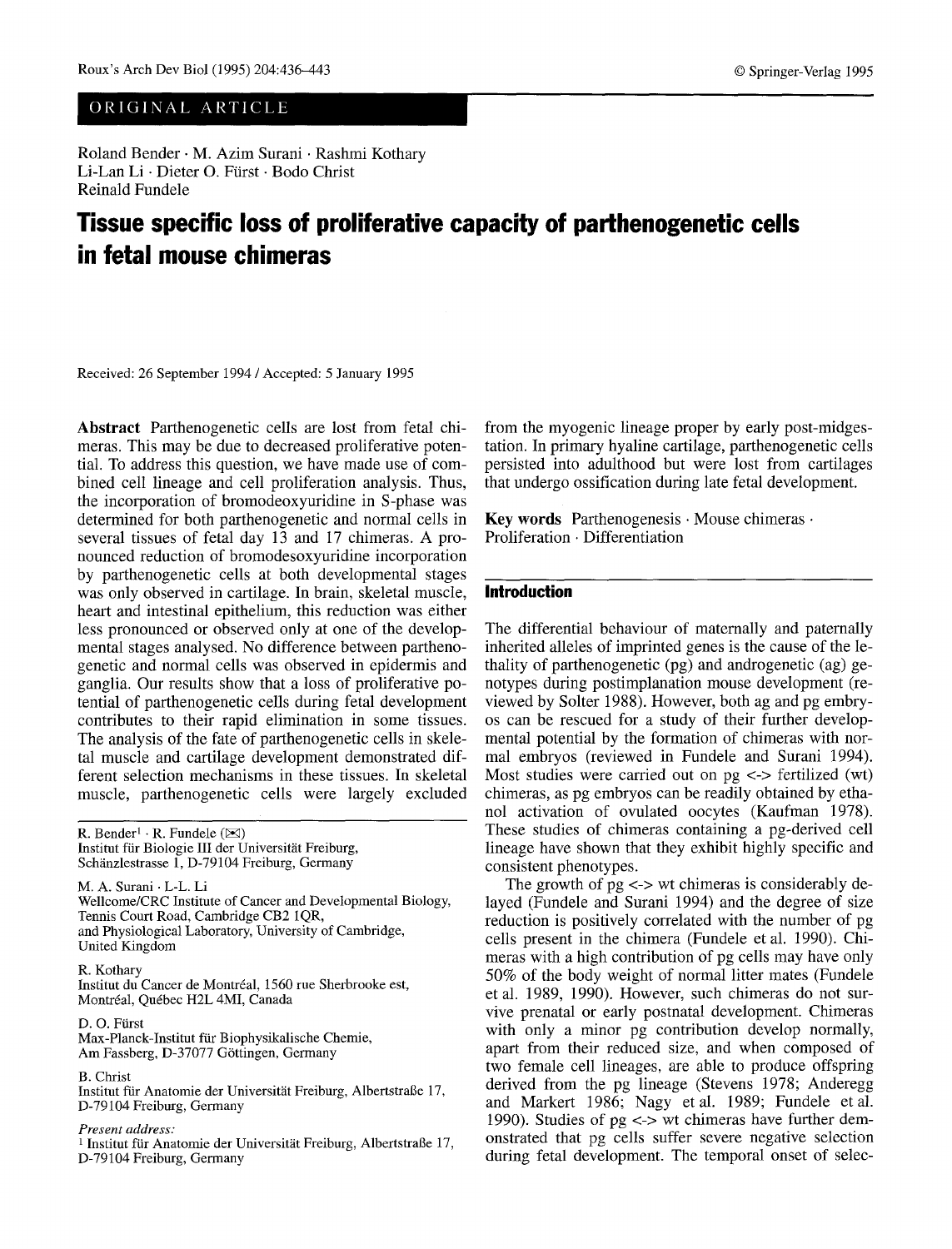ORIGINAL ARTICLE

Roland Bender · M. Azim Surani · Rashmi Kothary
Li-Lan Li · Dieter O. Fürst · Bodo Christ
Reinald Fundele

# Tissue specific loss of proliferative capacity of parthenogenetic cells in fetal mouse chimeras

Received: 26 September 1994 / Accepted: 5 January 1995

**Abstract** Parthenogenetic cells are lost from fetal chimeras. This may be due to decreased proliferative potential. To address this question, we have made use of combined cell lineage and cell proliferation analysis. Thus, the incorporation of bromodeoxyuridine in S-phase was determined for both parthenogenetic and normal cells in several tissues of fetal day 13 and 17 chimeras. A pronounced reduction of bromodesoxyuridine incorporation by parthenogenetic cells at both developmental stages was only observed in cartilage. In brain, skeletal muscle, heart and intestinal epithelium, this reduction was either less pronounced or observed only at one of the developmental stages analysed. No difference between parthenogenetic and normal cells was observed in epidermis and ganglia. Our results show that a loss of proliferative potential of parthenogenetic cells during fetal development contributes to their rapid elimination in some tissues. The analysis of the fate of parthenogenetic cells in skeletal muscle and cartilage development demonstrated different selection mechanisms in these tissues. In skeletal muscle, parthenogenetic cells were largely excluded from the myogenic lineage proper by early post-midgestation. In primary hyaline cartilage, parthenogenetic cells persisted into adulthood but were lost from cartilages that undergo ossification during late fetal development.

**Key words** Parthenogenesis · Mouse chimeras · Proliferation · Differentiation

R. Bender[1] · R. Fundele (✉)
Institut für Biologie III der Universität Freiburg,
Schänzlestrasse 1, D-79104 Freiburg, Germany

M. A. Surani · L.-L. Li
Wellcome/CRC Institute of Cancer and Developmental Biology,
Tennis Court Road, Cambridge CB2 1QR,
and Physiological Laboratory, University of Cambridge,
United Kingdom

R. Kothary
Institut du Cancer de Montréal, 1560 rue Sherbrooke est,
Montréal, Québec H2L 4MI, Canada

D. O. Fürst
Max-Planck-Institut für Biophysikalische Chemie,
Am Fassberg, D-37077 Göttingen, Germany

B. Christ
Institut für Anatomie der Universität Freiburg, Albertstraße 17,
D-79104 Freiburg, Germany

*Present address:*
[1] Institut für Anatomie der Universität Freiburg, Albertstraße 17,
D-79104 Freiburg, Germany

## Introduction

The differential behaviour of maternally and paternally inherited alleles of imprinted genes is the cause of the lethality of parthenogenetic (pg) and androgenetic (ag) genotypes during postimplanation mouse development (reviewed by Solter 1988). However, both ag and pg embryos can be rescued for a study of their further developmental potential by the formation of chimeras with normal embryos (reviewed in Fundele and Surani 1994). Most studies were carried out on pg <-> fertilized (wt) chimeras, as pg embryos can be readily obtained by ethanol activation of ovulated oocytes (Kaufman 1978). These studies of chimeras containing a pg-derived cell lineage have shown that they exhibit highly specific and consistent phenotypes.

The growth of pg <-> wt chimeras is considerably delayed (Fundele and Surani 1994) and the degree of size reduction is positively correlated with the number of pg cells present in the chimera (Fundele et al. 1990). Chimeras with a high contribution of pg cells may have only 50% of the body weight of normal litter mates (Fundele et al. 1989, 1990). However, such chimeras do not survive prenatal or early postnatal development. Chimeras with only a minor pg contribution develop normally, apart from their reduced size, and when composed of two female cell lineages, are able to produce offspring derived from the pg lineage (Stevens 1978; Anderegg and Markert 1986; Nagy et al. 1989; Fundele et al. 1990). Studies of pg <-> wt chimeras have further demonstrated that pg cells suffer severe negative selection during fetal development. The temporal onset of selec-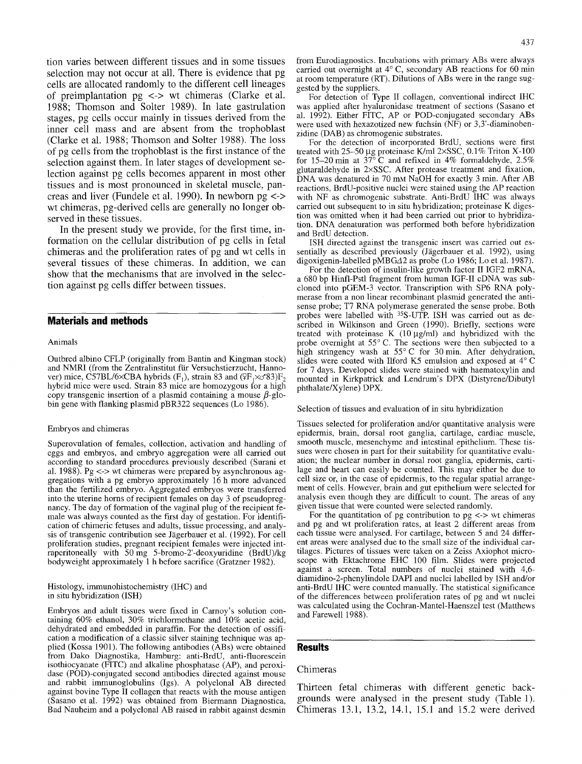tion varies between different tissues and in some tissues selection may not occur at all. There is evidence that pg cells are allocated randomly to the different cell lineages of preimplantation pg <-> wt chimeras (Clarke et al. 1988; Thomson and Solter 1989). In late gastrulation stages, pg cells occur mainly in tissues derived from the inner cell mass and are absent from the trophoblast (Clarke et al. 1988; Thomson and Solter 1988). The loss of pg cells from the trophoblast is the first instance of the selection against them. In later stages of development selection against pg cells becomes apparent in most other tissues and is most pronounced in skeletal muscle, pancreas and liver (Fundele et al. 1990). In newborn pg <-> wt chimeras, pg-derived cells are generally no longer observed in these tissues.

In the present study we provide, for the first time, information on the cellular distribution of pg cells in fetal chimeras and the proliferation rates of pg and wt cells in several tissues of these chimeras. In addition, we can show that the mechanisms that are involved in the selection against pg cells differ between tissues.

## Materials and methods

### Animals

Outbred albino CFLP (originally from Bantin and Kingman stock) and NMRI (from the Zentralinstitut für Versuchstierzucht, Hannover) mice, C57BL/6×CBA hybrids ($F_1$), strain 83 and (♀$F_1$×♂83)$F_2$ hybrid mice were used. Strain 83 mice are homozygous for a high copy transgenic insertion of a plasmid containing a mouse $\beta$-globin gene with flanking plasmid pBR322 sequences (Lo 1986).

### Embryos and chimeras

Superovulation of females, collection, activation and handling of eggs and embryos, and embryo aggregation were all carried out according to standard procedures previously described (Surani et al. 1988). Pg <-> wt chimeras were prepared by asynchronous aggregations with a pg embryo approximately 16 h more advanced than the fertilized embryo. Aggregated embryos were transferred into the uterine horns of recipient females on day 3 of pseudopregnancy. The day of formation of the vaginal plug of the recipient female was always counted as the first day of gestation. For identification of chimeric fetuses and adults, tissue processing, and analysis of transgenic contribution see Jägerbauer et al. (1992). For cell proliferation studies, pregnant recipient females were injected intraperitoneally with 50 mg 5-bromo-2'-deoxyuridine (BrdU)/kg bodyweight approximately 1 h before sacrifice (Gratzner 1982).

### Histology, immunohistochemistry (IHC) and in situ hybridization (ISH)

Embryos and adult tissues were fixed in Carnoy's solution containing 60% ethanol, 30% trichlormethane and 10% acetic acid, dehydrated and embedded in paraffin. For the detection of ossification a modification of a classic silver staining technique was applied (Kossa 1901). The following antibodies (ABs) were obtained from Dako Diagnostika, Hamburg: anti-BrdU, anti-fluorescein isothiocyanate (FITC) and alkaline phosphatase (AP), and peroxidase (POD)-conjugated second antibodies directed against mouse and rabbit immunoglobulins (Igs). A polyclonal AB directed against bovine Type II collagen that reacts with the mouse antigen (Sasano et al. 1992) was obtained from Biermann Diagnostica, Bad Nauheim and a polyclonal AB raised in rabbit against desmin from Eurodiagnostics. Incubations with primary ABs were always carried out overnight at 4° C, secondary AB reactions for 60 min at room temperature (RT). Dilutions of ABs were in the range suggested by the suppliers.

For detection of Type II collagen, conventional indirect IHC was applied after hyaluronidase treatment of sections (Sasano et al. 1992). Either FITC, AP or POD-conjugated secondary ABs were used with hexazotized new fuchsin (NF) or 3,3'-diaminobenzidine (DAB) as chromogenic substrates.

For the detection of incorporated BrdU, sections were first treated with 25–50 µg proteinase K/ml 2×SSC, 0.1% Triton X-100 for 15–20 min at 37° C and refixed in 4% formaldehyde, 2.5% glutaraldehyde in 2×SSC. After protease treatment and fixation, DNA was denatured in 70 mM NaOH for exactly 3 min. After AB reactions, BrdU-positive nuclei were stained using the AP reaction with NF as chromogenic substrate. Anti-BrdU IHC was always carried out subsequent to in situ hybridization; proteinase K digestion was omitted when it had been carried out prior to hybridization. DNA denaturation was performed both before hybridization and BrdU detection.

ISH directed against the transgenic insert was carried out essentially as described previously (Jägerbauer et al. 1992), using digoxigenin-labelled pMBG$\Delta$2 as probe (Lo 1986; Lo et al. 1987).

For the detection of insulin-like growth factor II IGF2 mRNA, a 680 bp HinfI-PstI fragment from human IGF-II cDNA was subcloned into pGEM-3 vector. Transcription with SP6 RNA polymerase from a non linear recombinant plasmid generated the antisense probe; T7 RNA polymerase generated the sense probe. Both probes were labelled with $^{35}$S-UTP. ISH was carried out as described in Wilkinson and Green (1990). Briefly, sections were treated with proteinase K (10 µg/ml) and hybridized with the probe overnight at 55° C. The sections were then subjected to a high stringency wash at 55° C for 30 min. After dehydration, slides were coated with Ilford K5 emulsion and exposed at 4° C for 7 days. Developed slides were stained with haematoxylin and mounted in Kirkpatrick and Lendrum's DPX (Distyrene/Dibutyl phthalate/Xylene) DPX.

### Selection of tissues and evaluation of in situ hybridization

Tissues selected for proliferation and/or quantitative analysis were epidermis, brain, dorsal root ganglia, cartilage, cardiac muscle, smooth muscle, mesenchyme and intestinal epithelium. These tissues were chosen in part for their suitability for quantitative evaluation; the nuclear number in dorsal root ganglia, epidermis, cartilage and heart can easily be counted. This may either be due to cell size or, in the case of epidermis, to the regular spatial arrangement of cells. However, brain and gut epithelium were selected for analysis even though they are difficult to count. The areas of any given tissue that were counted were selected randomly.

For the quantitation of pg contribution to pg <-> wt chimeras and pg and wt proliferation rates, at least 2 different areas from each tissue were analysed. For cartilage, between 5 and 24 different areas were analysed due to the small size of the individual cartilages. Pictures of tissues were taken on a Zeiss Axiophot microscope with Ektachrome EHC 100 film. Slides were projected against a screen. Total numbers of nuclei stained with 4,6-diamidino-2-phenylindole DAPI and nuclei labelled by ISH and/or anti-BrdU IHC were counted manually. The statistical significance of the differences between proliferation rates of pg and wt nuclei was calculated using the Cochran-Mantel-Haenszel test (Matthews and Farewell 1988).

## Results

### Chimeras

Thirteen fetal chimeras with different genetic backgrounds were analysed in the present study (Table 1). Chimeras 13.1, 13.2, 14.1, 15.1 and 15.2 were derived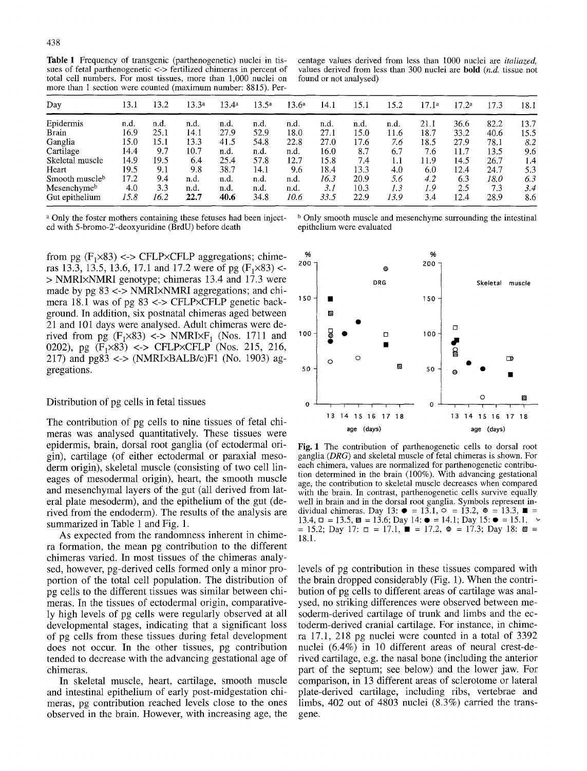**Table 1** Frequency of transgenic (parthenogenetic) nuclei in tissues of fetal parthenogenetic <-> fertilized chimeras in percent of total cell numbers. For most tissues, more than 1,000 nuclei on more than 1 section were counted (maximum number: 8815). Percentage values derived from less than 1000 nuclei are *italiazed*, values derived from less than 300 nuclei are **bold** (*n.d.* tissue not found or not analysed)

| Day | 13.1 | 13.2 | 13.3[a] | 13.4[a] | 13.5[a] | 13.6[a] | 14.1 | 15.1 | 15.2 | 17.1[a] | 17.2[a] | 17.3 | 18.1 |
|---|---|---|---|---|---|---|---|---|---|---|---|---|---|
| Epidermis | n.d. | n.d. | n.d. | n.d. | n.d. | n.d. | n.d. | n.d. | n.d. | 21.1 | 36.6 | 82.2 | 13.7 |
| Brain | 16.9 | 25.1 | 14.1 | 27.9 | 52.9 | 18.0 | 27.1 | 15.0 | 11.6 | 18.7 | 33.2 | 40.6 | 15.5 |
| Ganglia | 15.0 | 15.1 | 13.3 | 41.5 | 54.8 | 22.8 | 27.0 | 17.6 | *7.6* | 18.5 | 27.9 | 78.1 | *8.2* |
| Cartilage | 14.4 | 9.7 | 10.7 | n.d. | n.d. | n.d. | 16.0 | 8.7 | 6.7 | 7.6 | 11.7 | 13.5 | 9.6 |
| Skeletal muscle | 14.9 | 19.5 | 6.4 | 25.4 | 57.8 | 12.7 | 15.8 | 7.4 | 1.1 | 11.9 | 14.5 | 26.7 | 1.4 |
| Heart | 19.5 | 9.1 | 9.8 | 38.7 | 14.1 | 9.6 | 18.4 | 13.3 | 4.0 | 6.0 | 12.4 | 24.7 | 5.3 |
| Smooth muscle[b] | 17.2 | 9.4 | n.d. | n.d. | n.d. | n.d. | *16.3* | 20.9 | *5.6* | *4.2* | 6.3 | *18.0* | *6.3* |
| Mesenchyme[b] | 4.0 | 3.3 | n.d. | n.d. | n.d. | n.d. | *3.1* | 10.3 | *1.3* | *1.9* | 2.5 | 7.3 | *3.4* |
| Gut epithelium | *15.8* | *16.2* | **22.7** | **40.6** | 34.8 | *10.6* | *33.5* | 22.9 | *13.9* | 3.4 | 12.4 | 28.9 | 8.6 |

[a] Only the foster mothers containing these fetuses had been injected with 5-bromo-2'-deoxyuridine (BrdU) before death

[b] Only smooth muscle and mesenchyme surrounding the intestinal epithelium were evaluated

from pg ($F_1$x83) <-> CFLPxCFLP aggregations; chimeras 13.3, 13.5, 13.6, 17.1 and 17.2 were of pg ($F_1$x83) <-> NMRIxNMRI genotype; chimeras 13.4 and 17.3 were made by pg 83 <-> NMRIxNMRI aggregations; and chimera 18.1 was of pg 83 <-> CFLPxCFLP genetic background. In addition, six postnatal chimeras aged between 21 and 101 days were analysed. Adult chimeras were derived from pg ($F_1$x83) <-> NMRIx$F_1$ (Nos. 1711 and 0202), pg ($F_1$x83) <-> CFLPxCFLP (Nos. 215, 216, 217) and pg83 <-> (NMRIxBALB/c)F1 (No. 1903) aggregations.

## Distribution of pg cells in fetal tissues

The contribution of pg cells to nine tissues of fetal chimeras was analysed quantitatively. These tissues were epidermis, brain, dorsal root ganglia (of ectodermal origin), cartilage (of either ectodermal or paraxial mesoderm origin), skeletal muscle (consisting of two cell lineages of mesodermal origin), heart, the smooth muscle and mesenchymal layers of the gut (all derived from lateral plate mesoderm), and the epithelium of the gut (derived from the endoderm). The results of the analysis are summarized in Table 1 and Fig. 1.

As expected from the randomness inherent in chimera formation, the mean pg contribution to the different chimeras varied. In most tissues of the chimeras analysed, however, pg-derived cells formed only a minor proportion of the total cell population. The distribution of pg cells to the different tissues was similar between chimeras. In the tissues of ectodermal origin, comparatively high levels of pg cells were regularly observed at all developmental stages, indicating that a significant loss of pg cells from these tissues during fetal development does not occur. In the other tissues, pg contribution tended to decrease with the advancing gestational age of chimeras.

In skeletal muscle, heart, cartilage, smooth muscle and intestinal epithelium of early post-midgestation chimeras, pg contribution reached levels close to the ones observed in the brain. However, with increasing age, the levels of pg contribution in these tissues compared with the brain dropped considerably (Fig. 1). When the contribution of pg cells to different areas of cartilage was analysed, no striking differences were observed between mesoderm-derived cartilage of trunk and limbs and the ectoderm-derived cranial cartilage. For instance, in chimera 17.1, 218 pg nuclei were counted in a total of 3392 nuclei (6.4%) in 10 different areas of neural crest-derived cartilage, e.g. the nasal bone (including the anterior part of the septum; see below) and the lower jaw. For comparison, in 13 different areas of sclerotome or lateral plate-derived cartilage, including ribs, vertebrae and limbs, 402 out of 4803 nuclei (8.3%) carried the transgene.

**Fig. 1** The contribution of parthenogenetic cells to dorsal root ganglia (*DRG*) and skeletal muscle of fetal chimeras is shown. For each chimera, values are normalized for parthenogenetic contribution determined in the brain (100%). With advancing gestational age, the contribution to skeletal muscle decreases when compared with the brain. In contrast, parthenogenetic cells survive equally well in brain and in the dorsal root ganglia. Symbols represent individual chimeras. Day 13: ● = 13.1, ○ = 13.2, ⊛ = 13.3, ■ = 13.4, □ = 13.5, ▨ = 13.6; Day 14: ● = 14.1; Day 15: ● = 15.1, ⌄ = 15.2; Day 17: □ = 17.1, ■ = 17.2, ⊛ = 17.3; Day 18: ▨ = 18.1.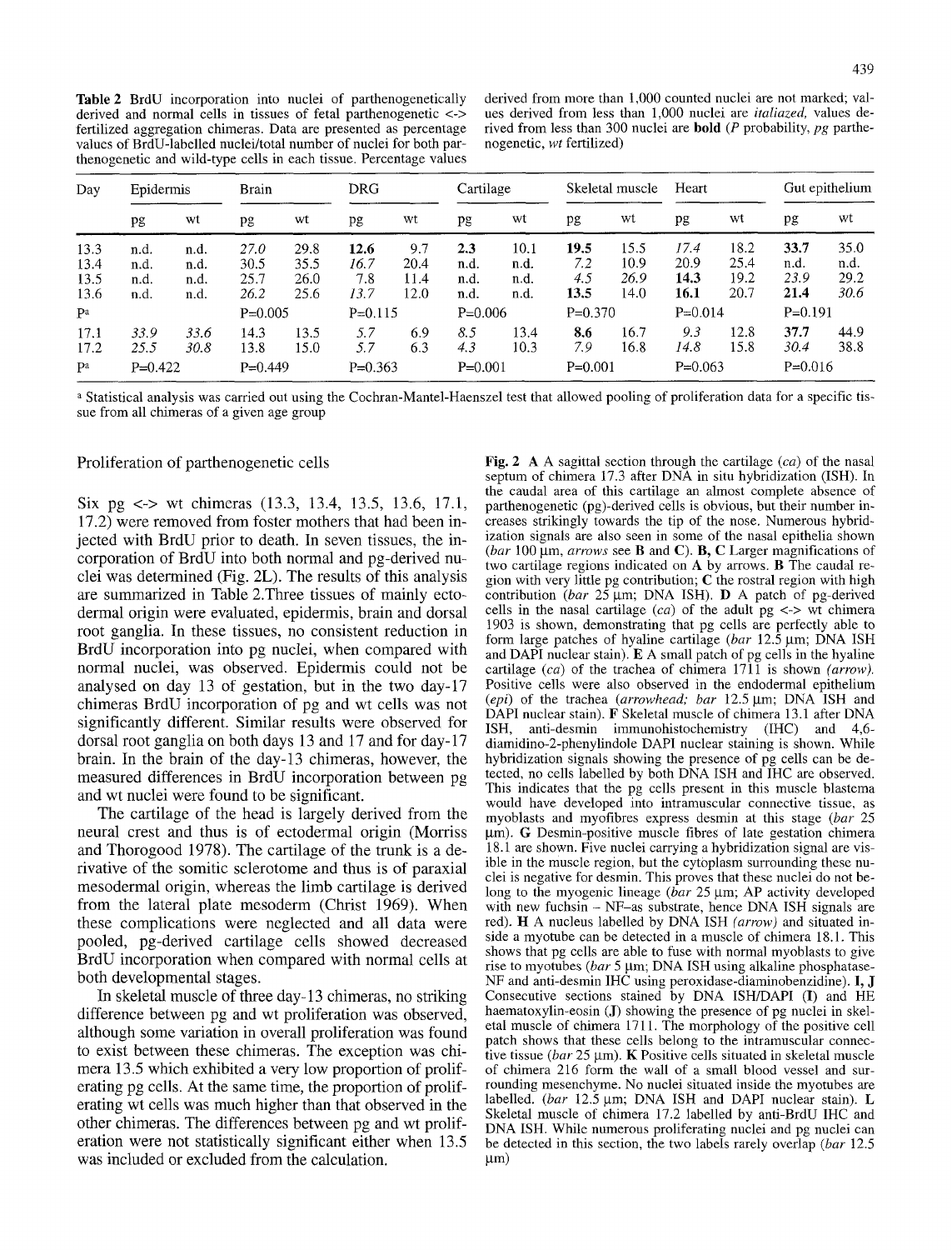**Table 2** BrdU incorporation into nuclei of parthenogenetically derived and normal cells in tissues of fetal parthenogenetic <-> fertilized aggregation chimeras. Data are presented as percentage values of BrdU-labelled nuclei/total number of nuclei for both parthenogenetic and wild-type cells in each tissue. Percentage values derived from more than 1,000 counted nuclei are not marked; values derived from less than 1,000 nuclei are *italiazed*, values derived from less than 300 nuclei are **bold** (*P* probability, *pg* parthenogenetic, *wt* fertilized)

| Day | Epidermis | | Brain | | DRG | | Cartilage | | Skeletal muscle | | Heart | | Gut epithelium | |
|---|---|---|---|---|---|---|---|---|---|---|---|---|---|---|
| | pg | wt | pg | wt | pg | wt | pg | wt | pg | wt | pg | wt | pg | wt |
| 13.3 | n.d. | n.d. | *27.0* | 29.8 | **12.6** | 9.7 | **2.3** | 10.1 | **19.5** | 15.5 | *17.4* | 18.2 | **33.7** | 35.0 |
| 13.4 | n.d. | n.d. | 30.5 | 35.5 | *16.7* | 20.4 | n.d. | n.d. | *7.2* | 10.9 | 20.9 | 25.4 | n.d. | n.d. |
| 13.5 | n.d. | n.d. | 25.7 | 26.0 | 7.8 | 11.4 | n.d. | n.d. | *4.5* | *26.9* | **14.3** | 19.2 | *23.9* | 29.2 |
| 13.6 | n.d. | n.d. | *26.2* | 25.6 | *13.7* | 12.0 | n.d. | n.d. | **13.5** | 14.0 | **16.1** | 20.7 | **21.4** | *30.6* |
| P[a] | | | P=0.005 | | P=0.115 | | P=0.006 | | P=0.370 | | P=0.014 | | P=0.191 | |
| 17.1 | *33.9* | *33.6* | 14.3 | 13.5 | 5.7 | 6.9 | *8.5* | 13.4 | **8.6** | 16.7 | *9.3* | 12.8 | **37.7** | 44.9 |
| 17.2 | *25.5* | *30.8* | 13.8 | 15.0 | *5.7* | 6.3 | *4.3* | 10.3 | *7.9* | 16.8 | *14.8* | 15.8 | *30.4* | 38.8 |
| P[a] | P=0.422 | | P=0.449 | | P=0.363 | | P=0.001 | | P=0.001 | | P=0.063 | | P=0.016 | |

[a] Statistical analysis was carried out using the Cochran-Mantel-Haenszel test that allowed pooling of proliferation data for a specific tissue from all chimeras of a given age group

## Proliferation of parthenogenetic cells

Six pg <-> wt chimeras (13.3, 13.4, 13.5, 13.6, 17.1, 17.2) were removed from foster mothers that had been injected with BrdU prior to death. In seven tissues, the incorporation of BrdU into both normal and pg-derived nuclei was determined (Fig. 2L). The results of this analysis are summarized in Table 2.Three tissues of mainly ectodermal origin were evaluated, epidermis, brain and dorsal root ganglia. In these tissues, no consistent reduction in BrdU incorporation into pg nuclei, when compared with normal nuclei, was observed. Epidermis could not be analysed on day 13 of gestation, but in the two day-17 chimeras BrdU incorporation of pg and wt cells was not significantly different. Similar results were observed for dorsal root ganglia on both days 13 and 17 and for day-17 brain. In the brain of the day-13 chimeras, however, the measured differences in BrdU incorporation between pg and wt nuclei were found to be significant.

The cartilage of the head is largely derived from the neural crest and thus is of ectodermal origin (Morriss and Thorogood 1978). The cartilage of the trunk is a derivative of the somitic sclerotome and thus is of paraxial mesodermal origin, whereas the limb cartilage is derived from the lateral plate mesoderm (Christ 1969). When these complications were neglected and all data were pooled, pg-derived cartilage cells showed decreased BrdU incorporation when compared with normal cells at both developmental stages.

In skeletal muscle of three day-13 chimeras, no striking difference between pg and wt proliferation was observed, although some variation in overall proliferation was found to exist between these chimeras. The exception was chimera 13.5 which exhibited a very low proportion of proliferating pg cells. At the same time, the proportion of proliferating wt cells was much higher than that observed in the other chimeras. The differences between pg and wt proliferation were not statistically significant either when 13.5 was included or excluded from the calculation.

**Fig. 2** **A** A sagittal section through the cartilage (*ca*) of the nasal septum of chimera 17.3 after DNA in situ hybridization (ISH). In the caudal area of this cartilage an almost complete absence of parthenogenetic (pg)-derived cells is obvious, but their number increases strikingly towards the tip of the nose. Numerous hybridization signals are also seen in some of the nasal epithelia shown (*bar* 100 μm, *arrows* see **B** and **C**). **B, C** Larger magnifications of two cartilage regions indicated on **A** by arrows. **B** The caudal region with very little pg contribution; **C** the rostral region with high contribution (*bar* 25 μm; DNA ISH). **D** A patch of pg-derived cells in the nasal cartilage (*ca*) of the adult pg <-> wt chimera 1903 is shown, demonstrating that pg cells are perfectly able to form large patches of hyaline cartilage (*bar* 12.5 μm; DNA ISH and DAPI nuclear stain). **E** A small patch of pg cells in the hyaline cartilage (*ca*) of the trachea of chimera 1711 is shown *(arrow)*. Positive cells were also observed in the endodermal epithelium (*epi*) of the trachea (*arrowhead; bar* 12.5 μm; DNA ISH and DAPI nuclear stain). **F** Skeletal muscle of chimera 13.1 after DNA ISH, anti-desmin immunohistochemistry (IHC) and 4,6-diamidino-2-phenylindole DAPI nuclear staining is shown. While hybridization signals showing the presence of pg cells can be detected, no cells labelled by both DNA ISH and IHC are observed. This indicates that the pg cells present in this muscle blastema would have developed into intramuscular connective tissue, as myoblasts and myofibres express desmin at this stage (*bar* 25 μm). **G** Desmin-positive muscle fibres of late gestation chimera 18.1 are shown. Five nuclei carrying a hybridization signal are visible in the muscle region, but the cytoplasm surrounding these nuclei is negative for desmin. This proves that these nuclei do not belong to the myogenic lineage (*bar* 25 μm; AP activity developed with new fuchsin – NF–as substrate, hence DNA ISH signals are red). **H** A nucleus labelled by DNA ISH *(arrow)* and situated inside a myotube can be detected in a muscle of chimera 18.1. This shows that pg cells are able to fuse with normal myoblasts to give rise to myotubes (*bar* 5 μm; DNA ISH using alkaline phosphatase-NF and anti-desmin IHC using peroxidase-diaminobenzidine). **I, J** Consecutive sections stained by DNA ISH/DAPI (**I**) and HE haematoxylin-eosin (**J**) showing the presence of pg nuclei in skeletal muscle of chimera 1711. The morphology of the positive cell patch shows that these cells belong to the intramuscular connective tissue (*bar* 25 μm). **K** Positive cells situated in skeletal muscle of chimera 216 form the wall of a small blood vessel and surrounding mesenchyme. No nuclei situated inside the myotubes are labelled. (*bar* 12.5 μm; DNA ISH and DAPI nuclear stain). **L** Skeletal muscle of chimera 17.2 labelled by anti-BrdU IHC and DNA ISH. While numerous proliferating nuclei and pg nuclei can be detected in this section, the two labels rarely overlap (*bar* 12.5 μm)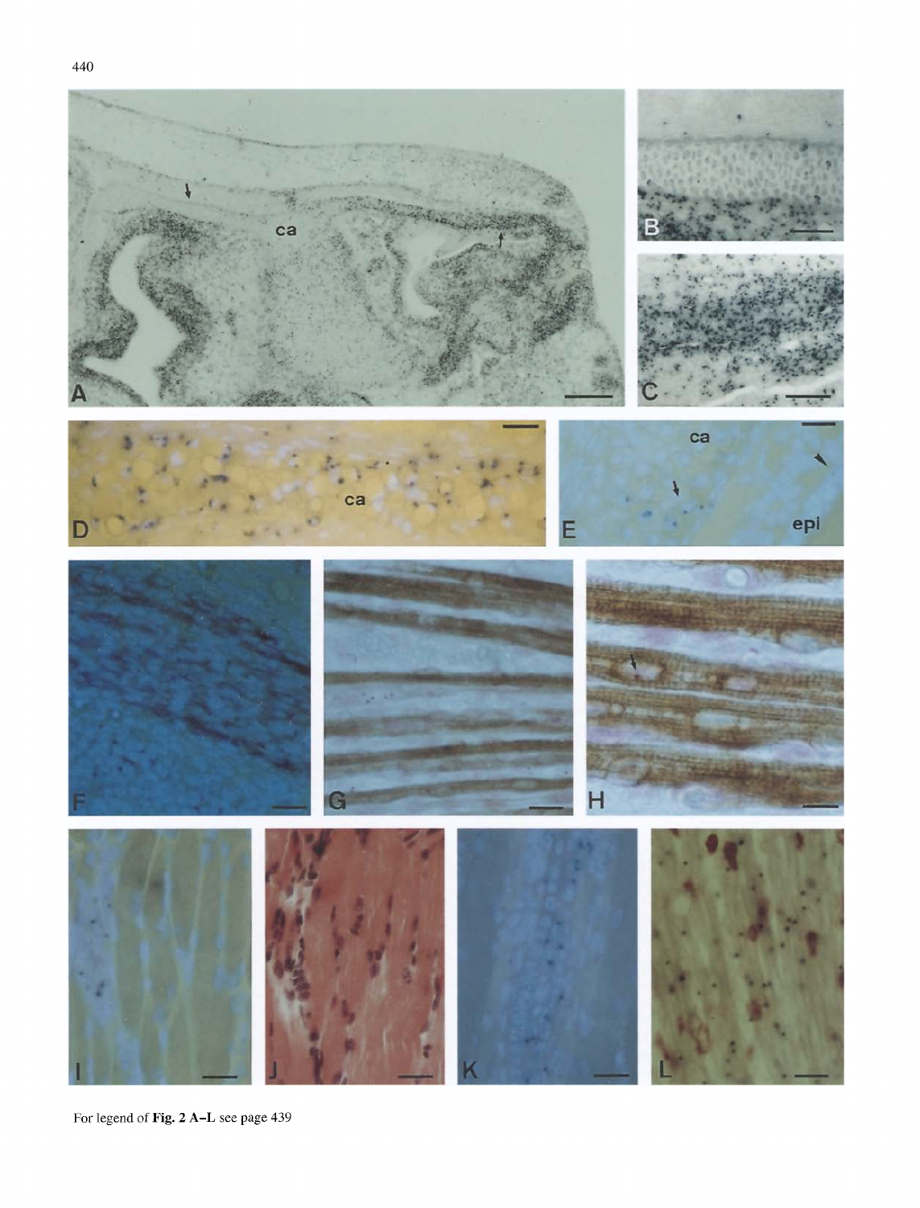For legend of **Fig. 2 A–L** see page 439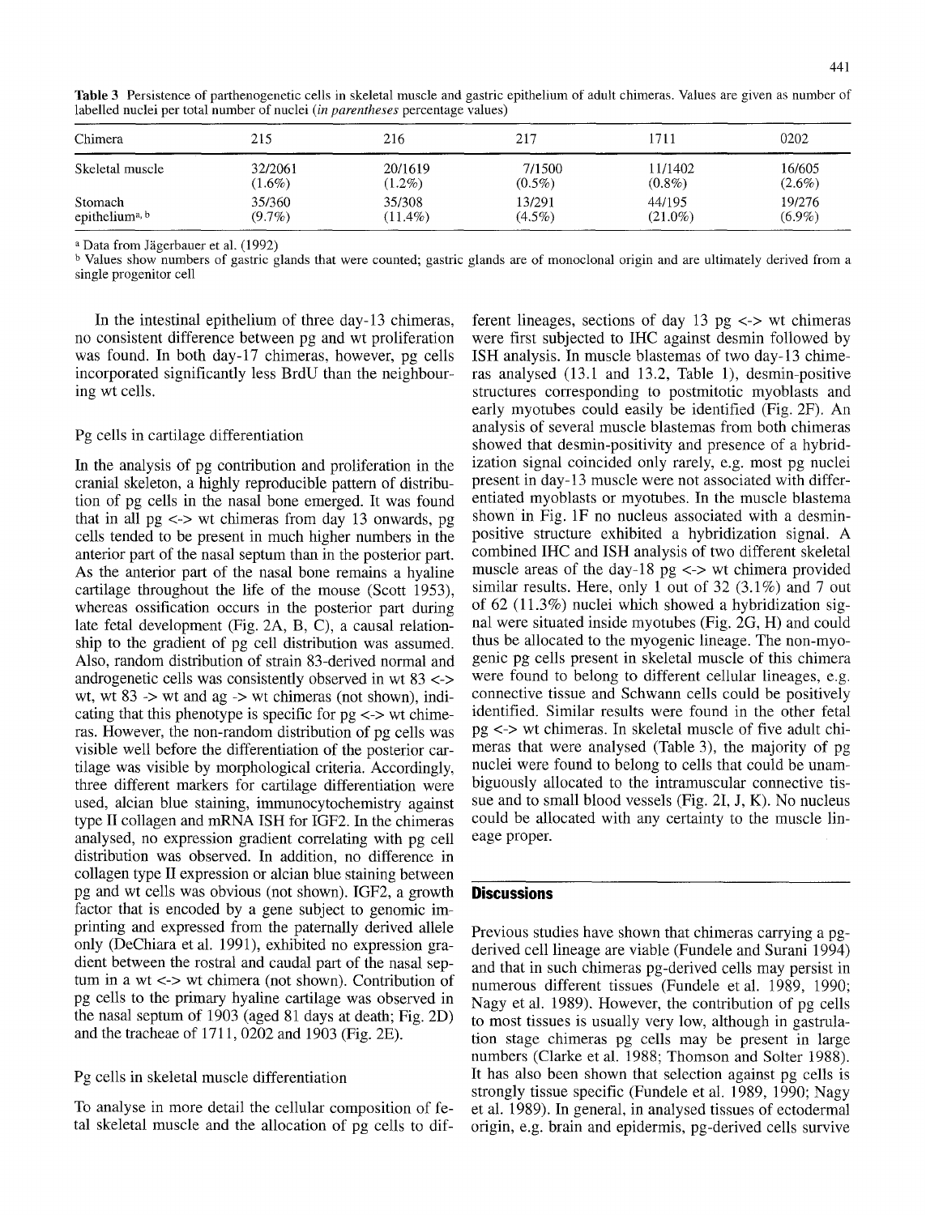**Table 3** Persistence of parthenogenetic cells in skeletal muscle and gastric epithelium of adult chimeras. Values are given as number of labelled nuclei per total number of nuclei (*in parentheses* percentage values)

| Chimera | 215 | 216 | 217 | 1711 | 0202 |
|---|---|---|---|---|---|
| Skeletal muscle | 32/2061 (1.6%) | 20/1619 (1.2%) | 7/1500 (0.5%) | 11/1402 (0.8%) | 16/605 (2.6%) |
| Stomach epithelium[a, b] | 35/360 (9.7%) | 35/308 (11.4%) | 13/291 (4.5%) | 44/195 (21.0%) | 19/276 (6.9%) |

[a] Data from Jägerbauer et al. (1992)

[b] Values show numbers of gastric glands that were counted; gastric glands are of monoclonal origin and are ultimately derived from a single progenitor cell

In the intestinal epithelium of three day-13 chimeras, no consistent difference between pg and wt proliferation was found. In both day-17 chimeras, however, pg cells incorporated significantly less BrdU than the neighbouring wt cells.

### Pg cells in cartilage differentiation

In the analysis of pg contribution and proliferation in the cranial skeleton, a highly reproducible pattern of distribution of pg cells in the nasal bone emerged. It was found that in all pg <-> wt chimeras from day 13 onwards, pg cells tended to be present in much higher numbers in the anterior part of the nasal septum than in the posterior part. As the anterior part of the nasal bone remains a hyaline cartilage throughout the life of the mouse (Scott 1953), whereas ossification occurs in the posterior part during late fetal development (Fig. 2A, B, C), a causal relationship to the gradient of pg cell distribution was assumed. Also, random distribution of strain 83-derived normal and androgenetic cells was consistently observed in wt 83 <-> wt, wt 83 -> wt and ag -> wt chimeras (not shown), indicating that this phenotype is specific for pg <-> wt chimeras. However, the non-random distribution of pg cells was visible well before the differentiation of the posterior cartilage was visible by morphological criteria. Accordingly, three different markers for cartilage differentiation were used, alcian blue staining, immunocytochemistry against type II collagen and mRNA ISH for IGF2. In the chimeras analysed, no expression gradient correlating with pg cell distribution was observed. In addition, no difference in collagen type II expression or alcian blue staining between pg and wt cells was obvious (not shown). IGF2, a growth factor that is encoded by a gene subject to genomic imprinting and expressed from the paternally derived allele only (DeChiara et al. 1991), exhibited no expression gradient between the rostral and caudal part of the nasal septum in a wt <-> wt chimera (not shown). Contribution of pg cells to the primary hyaline cartilage was observed in the nasal septum of 1903 (aged 81 days at death; Fig. 2D) and the tracheae of 1711, 0202 and 1903 (Fig. 2E).

### Pg cells in skeletal muscle differentiation

To analyse in more detail the cellular composition of fetal skeletal muscle and the allocation of pg cells to different lineages, sections of day 13 pg <-> wt chimeras were first subjected to IHC against desmin followed by ISH analysis. In muscle blastemas of two day-13 chimeras analysed (13.1 and 13.2, Table 1), desmin-positive structures corresponding to postmitotic myoblasts and early myotubes could easily be identified (Fig. 2F). An analysis of several muscle blastemas from both chimeras showed that desmin-positivity and presence of a hybridization signal coincided only rarely, e.g. most pg nuclei present in day-13 muscle were not associated with differentiated myoblasts or myotubes. In the muscle blastema shown in Fig. 1F no nucleus associated with a desmin-positive structure exhibited a hybridization signal. A combined IHC and ISH analysis of two different skeletal muscle areas of the day-18 pg <-> wt chimera provided similar results. Here, only 1 out of 32 (3.1%) and 7 out of 62 (11.3%) nuclei which showed a hybridization signal were situated inside myotubes (Fig. 2G, H) and could thus be allocated to the myogenic lineage. The non-myogenic pg cells present in skeletal muscle of this chimera were found to belong to different cellular lineages, e.g. connective tissue and Schwann cells could be positively identified. Similar results were found in the other fetal pg <-> wt chimeras. In skeletal muscle of five adult chimeras that were analysed (Table 3), the majority of pg nuclei were found to belong to cells that could be unambiguously allocated to the intramuscular connective tissue and to small blood vessels (Fig. 2I, J, K). No nucleus could be allocated with any certainty to the muscle lineage proper.

## Discussions

Previous studies have shown that chimeras carrying a pg-derived cell lineage are viable (Fundele and Surani 1994) and that in such chimeras pg-derived cells may persist in numerous different tissues (Fundele et al. 1989, 1990; Nagy et al. 1989). However, the contribution of pg cells to most tissues is usually very low, although in gastrulation stage chimeras pg cells may be present in large numbers (Clarke et al. 1988; Thomson and Solter 1988). It has also been shown that selection against pg cells is strongly tissue specific (Fundele et al. 1989, 1990; Nagy et al. 1989). In general, in analysed tissues of ectodermal origin, e.g. brain and epidermis, pg-derived cells survive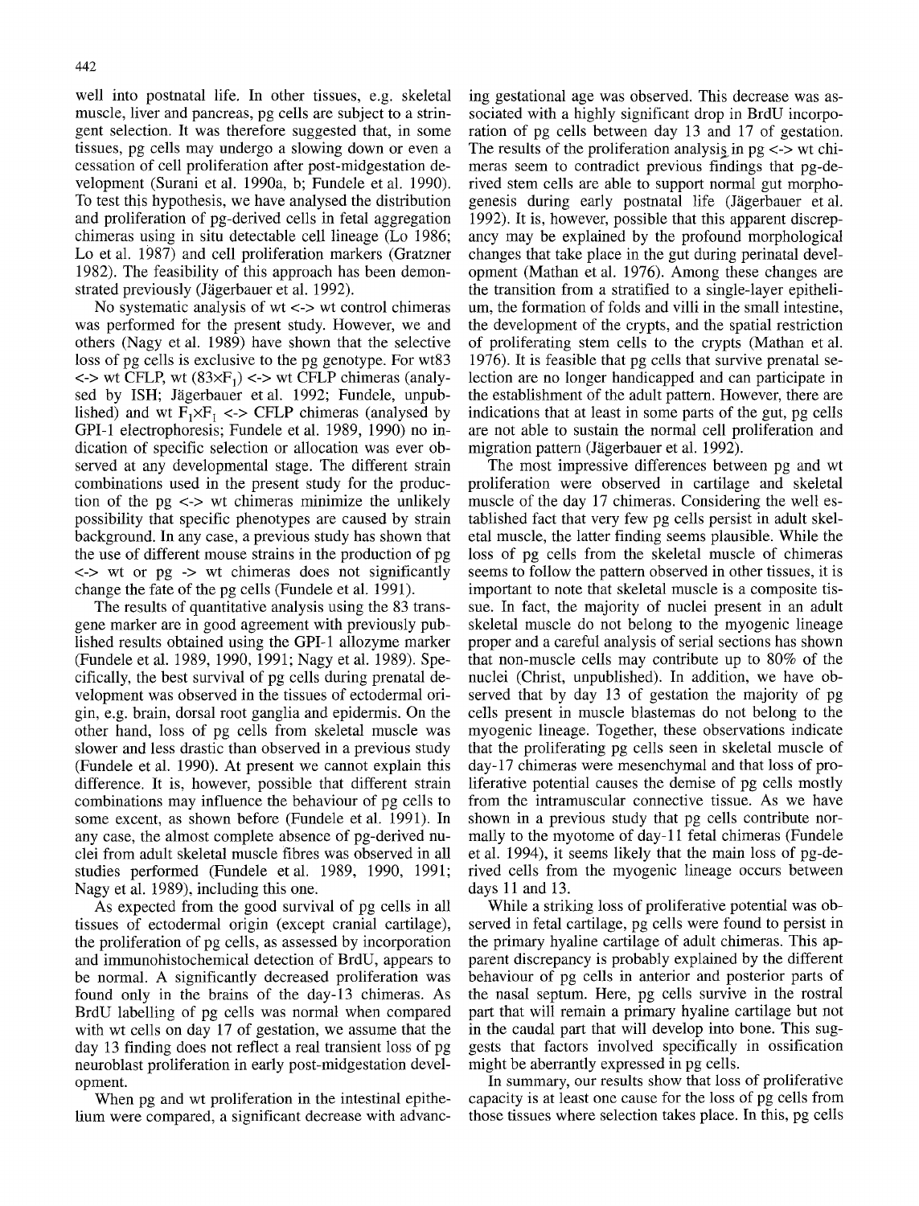well into postnatal life. In other tissues, e.g. skeletal muscle, liver and pancreas, pg cells are subject to a stringent selection. It was therefore suggested that, in some tissues, pg cells may undergo a slowing down or even a cessation of cell proliferation after post-midgestation development (Surani et al. 1990a, b; Fundele et al. 1990). To test this hypothesis, we have analysed the distribution and proliferation of pg-derived cells in fetal aggregation chimeras using in situ detectable cell lineage (Lo 1986; Lo et al. 1987) and cell proliferation markers (Gratzner 1982). The feasibility of this approach has been demonstrated previously (Jägerbauer et al. 1992).

No systematic analysis of wt <-> wt control chimeras was performed for the present study. However, we and others (Nagy et al. 1989) have shown that the selective loss of pg cells is exclusive to the pg genotype. For wt83 <-> wt CFLP, wt ($83 \times F_1$) <-> wt CFLP chimeras (analysed by ISH; Jägerbauer et al. 1992; Fundele, unpublished) and wt $F_1 \times F_1$ <-> CFLP chimeras (analysed by GPI-1 electrophoresis; Fundele et al. 1989, 1990) no indication of specific selection or allocation was ever observed at any developmental stage. The different strain combinations used in the present study for the production of the pg <-> wt chimeras minimize the unlikely possibility that specific phenotypes are caused by strain background. In any case, a previous study has shown that the use of different mouse strains in the production of pg <-> wt or pg -> wt chimeras does not significantly change the fate of the pg cells (Fundele et al. 1991).

The results of quantitative analysis using the 83 transgene marker are in good agreement with previously published results obtained using the GPI-1 allozyme marker (Fundele et al. 1989, 1990, 1991; Nagy et al. 1989). Specifically, the best survival of pg cells during prenatal development was observed in the tissues of ectodermal origin, e.g. brain, dorsal root ganglia and epidermis. On the other hand, loss of pg cells from skeletal muscle was slower and less drastic than observed in a previous study (Fundele et al. 1990). At present we cannot explain this difference. It is, however, possible that different strain combinations may influence the behaviour of pg cells to some excent, as shown before (Fundele et al. 1991). In any case, the almost complete absence of pg-derived nuclei from adult skeletal muscle fibres was observed in all studies performed (Fundele et al. 1989, 1990, 1991; Nagy et al. 1989), including this one.

As expected from the good survival of pg cells in all tissues of ectodermal origin (except cranial cartilage), the proliferation of pg cells, as assessed by incorporation and immunohistochemical detection of BrdU, appears to be normal. A significantly decreased proliferation was found only in the brains of the day-13 chimeras. As BrdU labelling of pg cells was normal when compared with wt cells on day 17 of gestation, we assume that the day 13 finding does not reflect a real transient loss of pg neuroblast proliferation in early post-midgestation development.

When pg and wt proliferation in the intestinal epithelium were compared, a significant decrease with advancing gestational age was observed. This decrease was associated with a highly significant drop in BrdU incorporation of pg cells between day 13 and 17 of gestation. The results of the proliferation analysis in pg <-> wt chimeras seem to contradict previous findings that pg-derived stem cells are able to support normal gut morphogenesis during early postnatal life (Jägerbauer et al. 1992). It is, however, possible that this apparent discrepancy may be explained by the profound morphological changes that take place in the gut during perinatal development (Mathan et al. 1976). Among these changes are the transition from a stratified to a single-layer epithelium, the formation of folds and villi in the small intestine, the development of the crypts, and the spatial restriction of proliferating stem cells to the crypts (Mathan et al. 1976). It is feasible that pg cells that survive prenatal selection are no longer handicapped and can participate in the establishment of the adult pattern. However, there are indications that at least in some parts of the gut, pg cells are not able to sustain the normal cell proliferation and migration pattern (Jägerbauer et al. 1992).

The most impressive differences between pg and wt proliferation were observed in cartilage and skeletal muscle of the day 17 chimeras. Considering the well established fact that very few pg cells persist in adult skeletal muscle, the latter finding seems plausible. While the loss of pg cells from the skeletal muscle of chimeras seems to follow the pattern observed in other tissues, it is important to note that skeletal muscle is a composite tissue. In fact, the majority of nuclei present in an adult skeletal muscle do not belong to the myogenic lineage proper and a careful analysis of serial sections has shown that non-muscle cells may contribute up to 80% of the nuclei (Christ, unpublished). In addition, we have observed that by day 13 of gestation the majority of pg cells present in muscle blastemas do not belong to the myogenic lineage. Together, these observations indicate that the proliferating pg cells seen in skeletal muscle of day-17 chimeras were mesenchymal and that loss of proliferative potential causes the demise of pg cells mostly from the intramuscular connective tissue. As we have shown in a previous study that pg cells contribute normally to the myotome of day-11 fetal chimeras (Fundele et al. 1994), it seems likely that the main loss of pg-derived cells from the myogenic lineage occurs between days 11 and 13.

While a striking loss of proliferative potential was observed in fetal cartilage, pg cells were found to persist in the primary hyaline cartilage of adult chimeras. This apparent discrepancy is probably explained by the different behaviour of pg cells in anterior and posterior parts of the nasal septum. Here, pg cells survive in the rostral part that will remain a primary hyaline cartilage but not in the caudal part that will develop into bone. This suggests that factors involved specifically in ossification might be aberrantly expressed in pg cells.

In summary, our results show that loss of proliferative capacity is at least one cause for the loss of pg cells from those tissues where selection takes place. In this, pg cells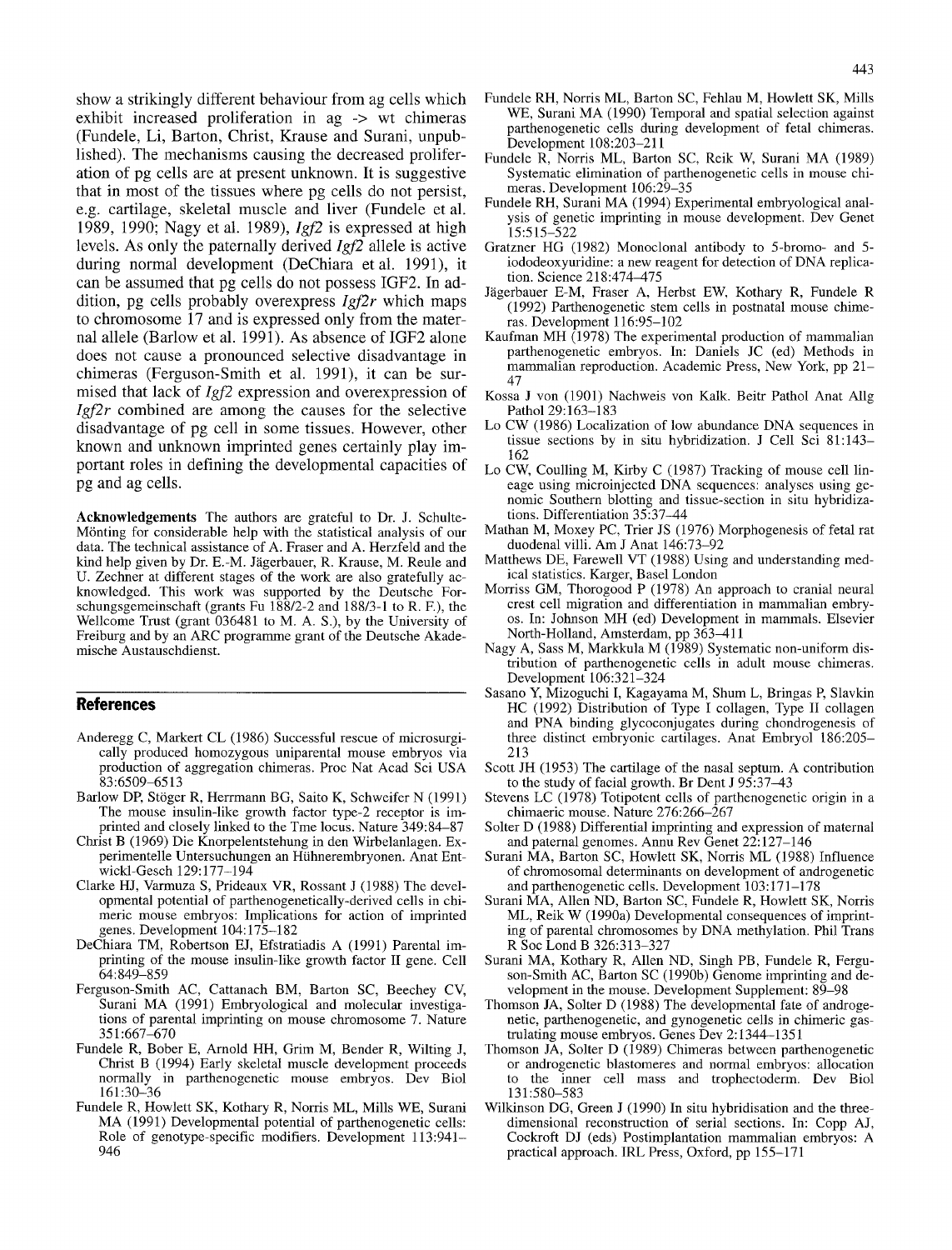show a strikingly different behaviour from ag cells which exhibit increased proliferation in ag -> wt chimeras (Fundele, Li, Barton, Christ, Krause and Surani, unpublished). The mechanisms causing the decreased proliferation of pg cells are at present unknown. It is suggestive that in most of the tissues where pg cells do not persist, e.g. cartilage, skeletal muscle and liver (Fundele et al. 1989, 1990; Nagy et al. 1989), *Igf2* is expressed at high levels. As only the paternally derived *Igf2* allele is active during normal development (DeChiara et al. 1991), it can be assumed that pg cells do not possess IGF2. In addition, pg cells probably overexpress *Igf2r* which maps to chromosome 17 and is expressed only from the maternal allele (Barlow et al. 1991). As absence of IGF2 alone does not cause a pronounced selective disadvantage in chimeras (Ferguson-Smith et al. 1991), it can be surmised that lack of *Igf2* expression and overexpression of *Igf2r* combined are among the causes for the selective disadvantage of pg cell in some tissues. However, other known and unknown imprinted genes certainly play important roles in defining the developmental capacities of pg and ag cells.

**Acknowledgements** The authors are grateful to Dr. J. Schulte-Mönting for considerable help with the statistical analysis of our data. The technical assistance of A. Fraser and A. Herzfeld and the kind help given by Dr. E.-M. Jägerbauer, R. Krause, M. Reule and U. Zechner at different stages of the work are also gratefully acknowledged. This work was supported by the Deutsche Forschungsgemeinschaft (grants Fu 188/2-2 and 188/3-1 to R. F.), the Wellcome Trust (grant 036481 to M. A. S.), by the University of Freiburg and by an ARC programme grant of the Deutsche Akademische Austauschdienst.

## References

Anderegg C, Markert CL (1986) Successful rescue of microsurgically produced homozygous uniparental mouse embryos via production of aggregation chimeras. Proc Nat Acad Sci USA 83:6509–6513

Barlow DP, Stöger R, Herrmann BG, Saito K, Schweifer N (1991) The mouse insulin-like growth factor type-2 receptor is imprinted and closely linked to the Tme locus. Nature 349:84–87

Christ B (1969) Die Knorpelentstehung in den Wirbelanlagen. Experimentelle Untersuchungen an Hühnerembryonen. Anat Entwickl-Gesch 129:177–194

Clarke HJ, Varmuza S, Prideaux VR, Rossant J (1988) The developmental potential of parthenogenetically-derived cells in chimeric mouse embryos: Implications for action of imprinted genes. Development 104:175–182

DeChiara TM, Robertson EJ, Efstratiadis A (1991) Parental imprinting of the mouse insulin-like growth factor II gene. Cell 64:849–859

Ferguson-Smith AC, Cattanach BM, Barton SC, Beechey CV, Surani MA (1991) Embryological and molecular investigations of parental imprinting on mouse chromosome 7. Nature 351:667–670

Fundele R, Bober E, Arnold HH, Grim M, Bender R, Wilting J, Christ B (1994) Early skeletal muscle development proceeds normally in parthenogenetic mouse embryos. Dev Biol 161:30–36

Fundele R, Howlett SK, Kothary R, Norris ML, Mills WE, Surani MA (1991) Developmental potential of parthenogenetic cells: Role of genotype-specific modifiers. Development 113:941–946

Fundele RH, Norris ML, Barton SC, Fehlau M, Howlett SK, Mills WE, Surani MA (1990) Temporal and spatial selection against parthenogenetic cells during development of fetal chimeras. Development 108:203–211

Fundele R, Norris ML, Barton SC, Reik W, Surani MA (1989) Systematic elimination of parthenogenetic cells in mouse chimeras. Development 106:29–35

Fundele RH, Surani MA (1994) Experimental embryological analysis of genetic imprinting in mouse development. Dev Genet 15:515–522

Gratzner HG (1982) Monoclonal antibody to 5-bromo- and 5-iododeoxyuridine: a new reagent for detection of DNA replication. Science 218:474–475

Jägerbauer E-M, Fraser A, Herbst EW, Kothary R, Fundele R (1992) Parthenogenetic stem cells in postnatal mouse chimeras. Development 116:95–102

Kaufman MH (1978) The experimental production of mammalian parthenogenetic embryos. In: Daniels JC (ed) Methods in mammalian reproduction. Academic Press, New York, pp 21–47

Kossa J von (1901) Nachweis von Kalk. Beitr Pathol Anat Allg Pathol 29:163–183

Lo CW (1986) Localization of low abundance DNA sequences in tissue sections by in situ hybridization. J Cell Sci 81:143–162

Lo CW, Coulling M, Kirby C (1987) Tracking of mouse cell lineage using microinjected DNA sequences: analyses using genomic Southern blotting and tissue-section in situ hybridizations. Differentiation 35:37–44

Mathan M, Moxey PC, Trier JS (1976) Morphogenesis of fetal rat duodenal villi. Am J Anat 146:73–92

Matthews DE, Farewell VT (1988) Using and understanding medical statistics. Karger, Basel London

Morriss GM, Thorogood P (1978) An approach to cranial neural crest cell migration and differentiation in mammalian embryos. In: Johnson MH (ed) Development in mammals. Elsevier North-Holland, Amsterdam, pp 363–411

Nagy A, Sass M, Markkula M (1989) Systematic non-uniform distribution of parthenogenetic cells in adult mouse chimeras. Development 106:321–324

Sasano Y, Mizoguchi I, Kagayama M, Shum L, Bringas P, Slavkin HC (1992) Distribution of Type I collagen, Type II collagen and PNA binding glycoconjugates during chondrogenesis of three distinct embryonic cartilages. Anat Embryol 186:205–213

Scott JH (1953) The cartilage of the nasal septum. A contribution to the study of facial growth. Br Dent J 95:37–43

Stevens LC (1978) Totipotent cells of parthenogenetic origin in a chimaeric mouse. Nature 276:266–267

Solter D (1988) Differential imprinting and expression of maternal and paternal genomes. Annu Rev Genet 22:127–146

Surani MA, Barton SC, Howlett SK, Norris ML (1988) Influence of chromosomal determinants on development of androgenetic and parthenogenetic cells. Development 103:171–178

Surani MA, Allen ND, Barton SC, Fundele R, Howlett SK, Norris ML, Reik W (1990a) Developmental consequences of imprinting of parental chromosomes by DNA methylation. Phil Trans R Soc Lond B 326:313–327

Surani MA, Kothary R, Allen ND, Singh PB, Fundele R, Ferguson-Smith AC, Barton SC (1990b) Genome imprinting and development in the mouse. Development Supplement: 89–98

Thomson JA, Solter D (1988) The developmental fate of androgenetic, parthenogenetic, and gynogenetic cells in chimeric gastrulating mouse embryos. Genes Dev 2:1344–1351

Thomson JA, Solter D (1989) Chimeras between parthenogenetic or androgenetic blastomeres and normal embryos: allocation to the inner cell mass and trophectoderm. Dev Biol 131:580–583

Wilkinson DG, Green J (1990) In situ hybridisation and the three-dimensional reconstruction of serial sections. In: Copp AJ, Cockroft DJ (eds) Postimplantation mammalian embryos: A practical approach. IRL Press, Oxford, pp 155–171